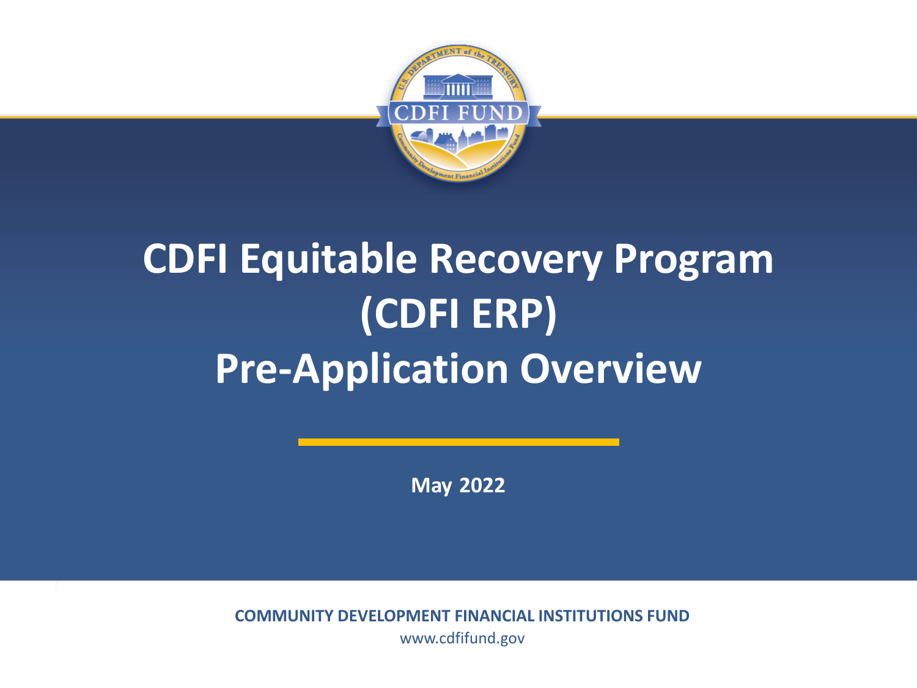# CDFI Equitable Recovery Program (CDFI ERP) Pre-Application Overview

**May 2022**

**COMMUNITY DEVELOPMENT FINANCIAL INSTITUTIONS FUND**

www.cdfifund.gov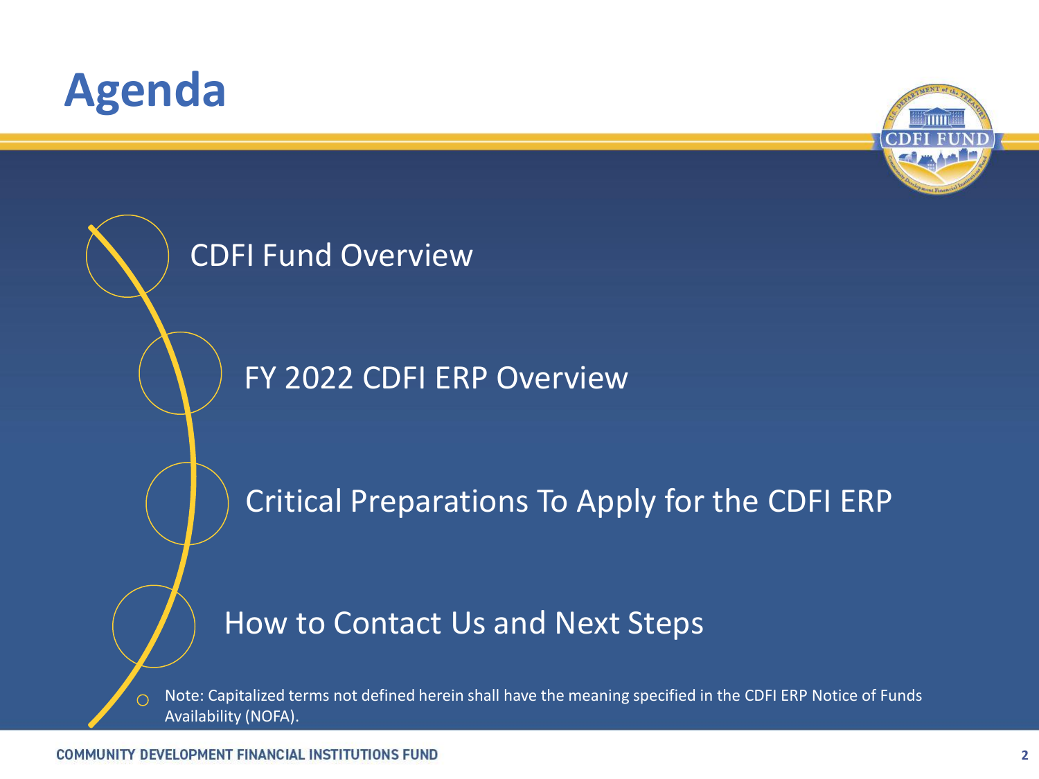# Agenda

- CDFI Fund Overview
- FY 2022 CDFI ERP Overview
- Critical Preparations To Apply for the CDFI ERP
- How to Contact Us and Next Steps

Note: Capitalized terms not defined herein shall have the meaning specified in the CDFI ERP Notice of Funds Availability (NOFA).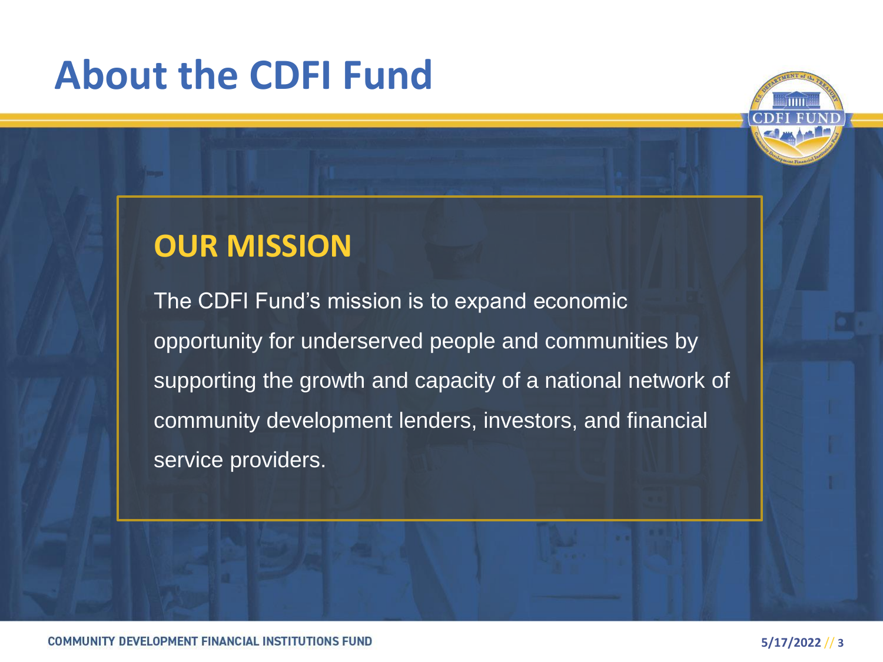# About the CDFI Fund

## OUR MISSION

The CDFI Fund's mission is to expand economic opportunity for underserved people and communities by supporting the growth and capacity of a national network of community development lenders, investors, and financial service providers.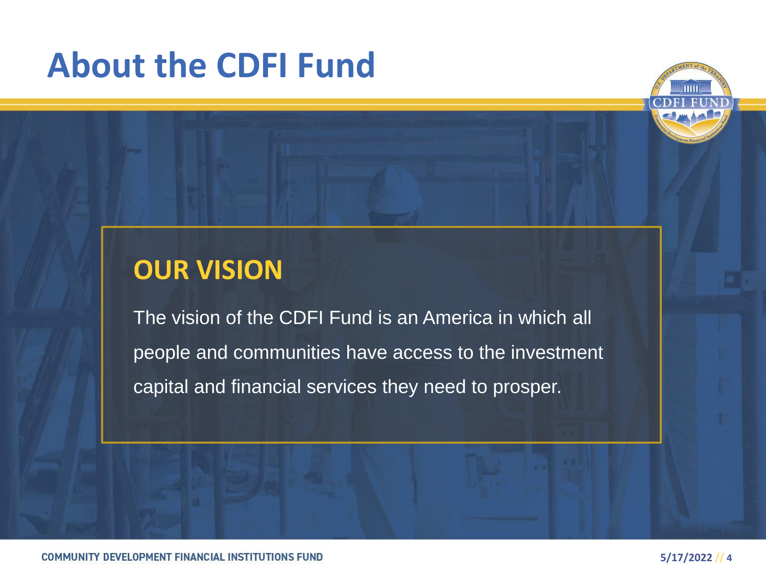# About the CDFI Fund

## OUR VISION

The vision of the CDFI Fund is an America in which all people and communities have access to the investment capital and financial services they need to prosper.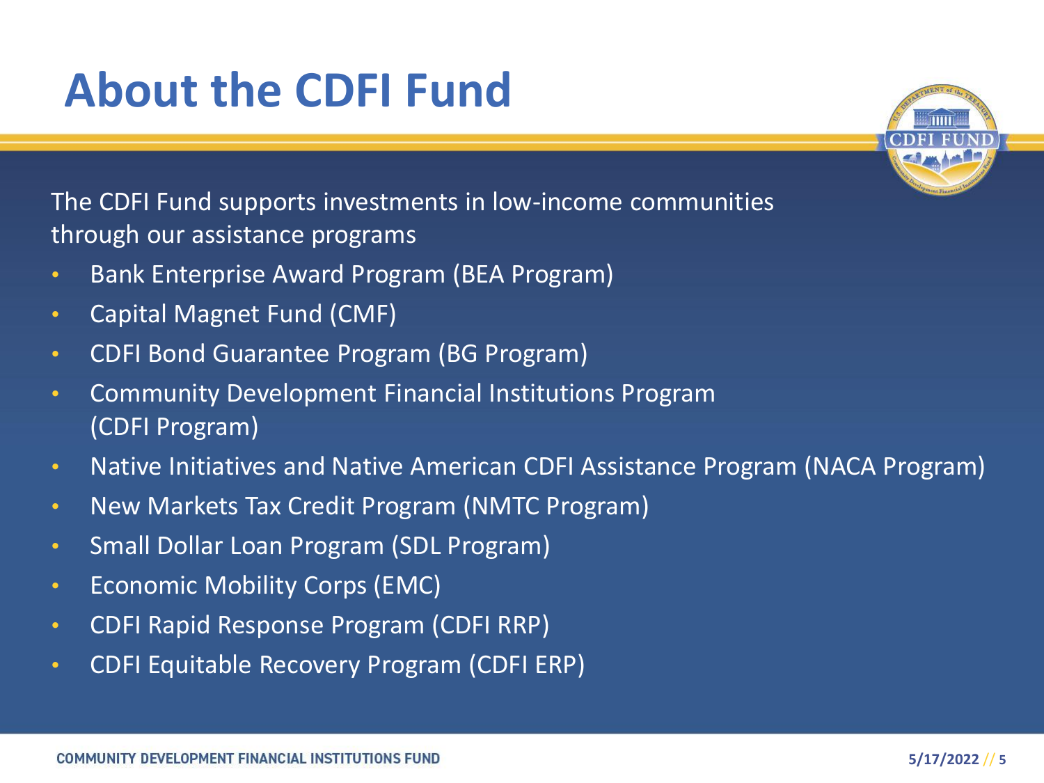# About the CDFI Fund

The CDFI Fund supports investments in low-income communities through our assistance programs

- Bank Enterprise Award Program (BEA Program)
- Capital Magnet Fund (CMF)
- CDFI Bond Guarantee Program (BG Program)
- Community Development Financial Institutions Program (CDFI Program)
- Native Initiatives and Native American CDFI Assistance Program (NACA Program)
- New Markets Tax Credit Program (NMTC Program)
- Small Dollar Loan Program (SDL Program)
- Economic Mobility Corps (EMC)
- CDFI Rapid Response Program (CDFI RRP)
- CDFI Equitable Recovery Program (CDFI ERP)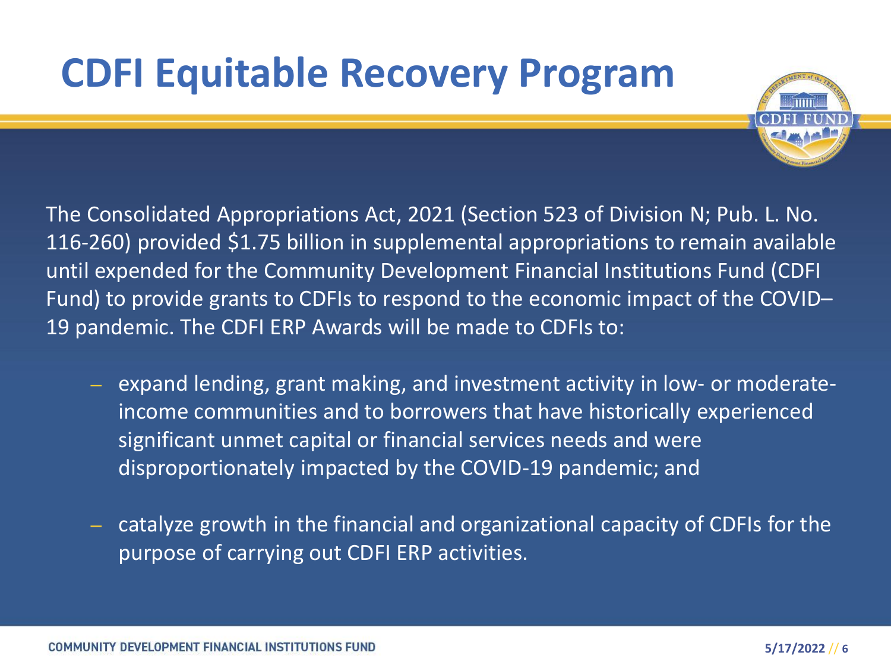# CDFI Equitable Recovery Program

The Consolidated Appropriations Act, 2021 (Section 523 of Division N; Pub. L. No. 116-260) provided $1.75 billion in supplemental appropriations to remain available until expended for the Community Development Financial Institutions Fund (CDFI Fund) to provide grants to CDFIs to respond to the economic impact of the COVID–19 pandemic. The CDFI ERP Awards will be made to CDFIs to:

- expand lending, grant making, and investment activity in low- or moderate-income communities and to borrowers that have historically experienced significant unmet capital or financial services needs and were disproportionately impacted by the COVID-19 pandemic; and
- catalyze growth in the financial and organizational capacity of CDFIs for the purpose of carrying out CDFI ERP activities.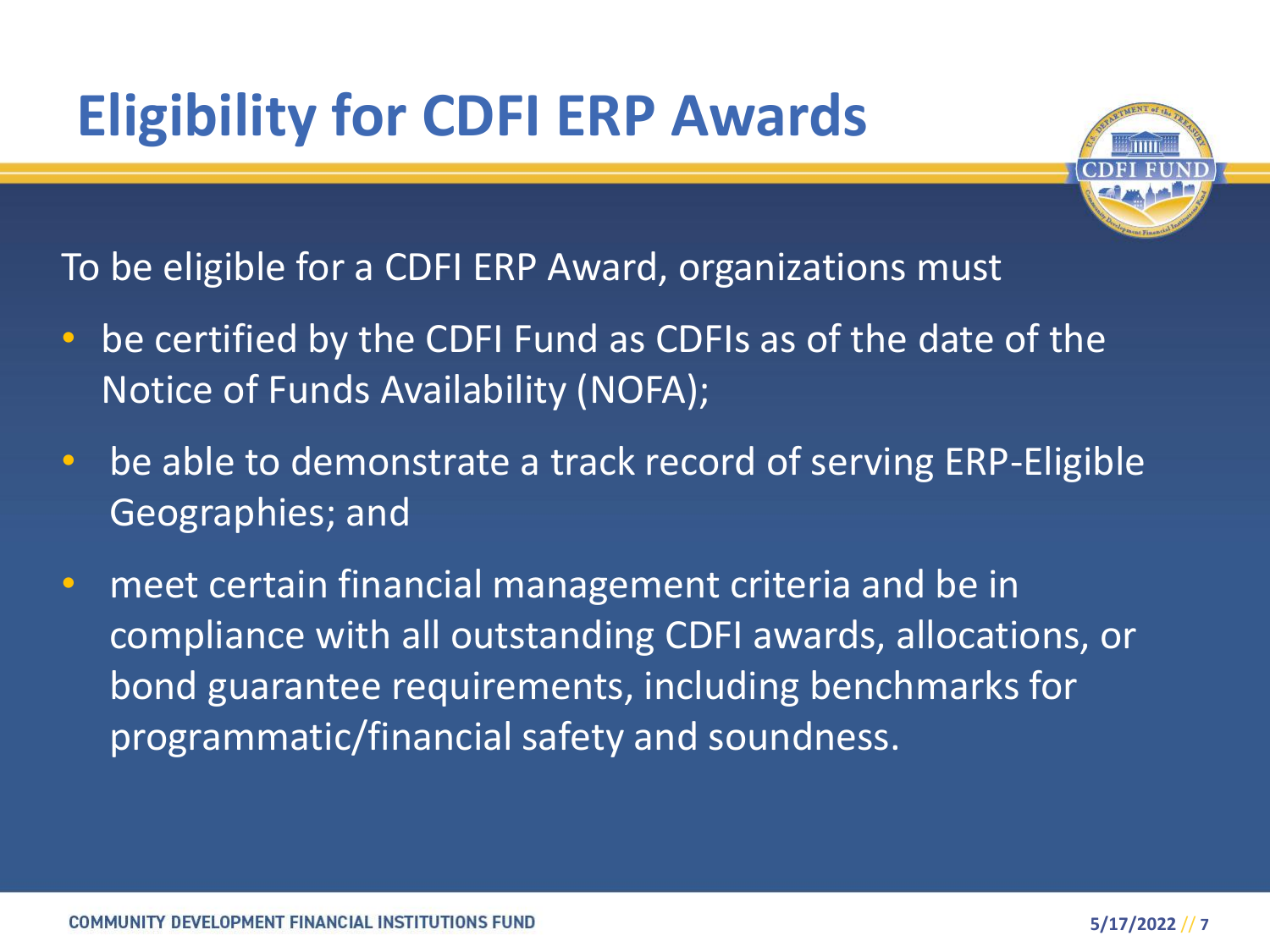# Eligibility for CDFI ERP Awards

To be eligible for a CDFI ERP Award, organizations must

- be certified by the CDFI Fund as CDFIs as of the date of the Notice of Funds Availability (NOFA);
- be able to demonstrate a track record of serving ERP-Eligible Geographies; and
- meet certain financial management criteria and be in compliance with all outstanding CDFI awards, allocations, or bond guarantee requirements, including benchmarks for programmatic/financial safety and soundness.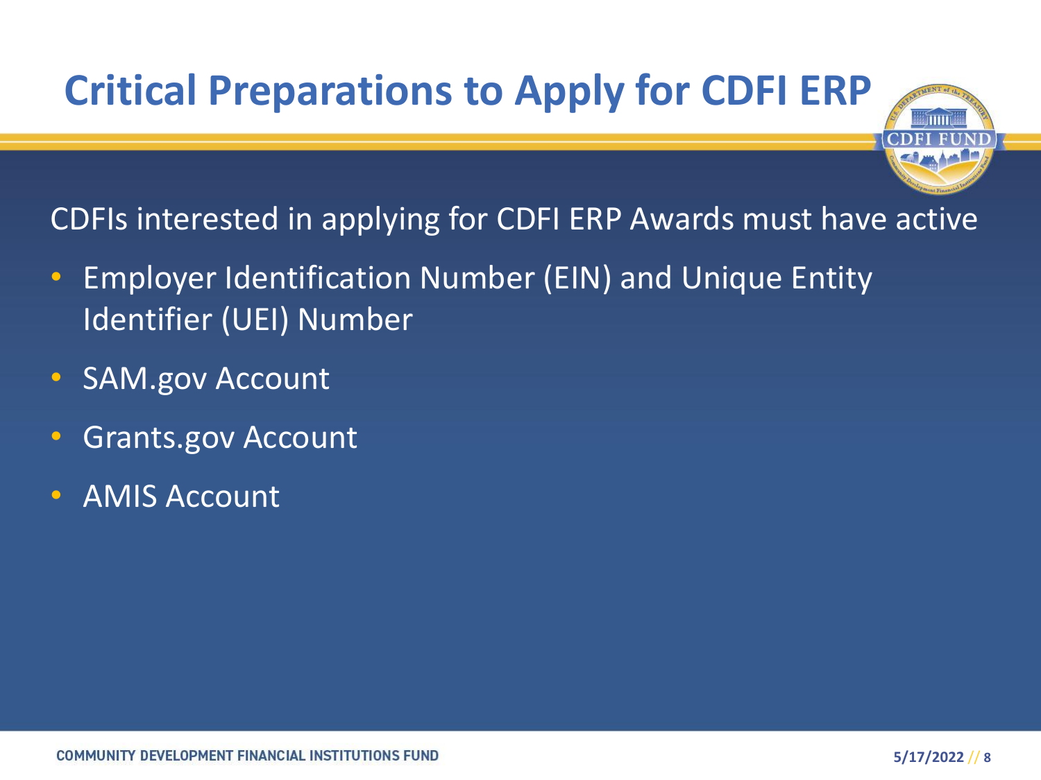# Critical Preparations to Apply for CDFI ERP

CDFIs interested in applying for CDFI ERP Awards must have active

- Employer Identification Number (EIN) and Unique Entity Identifier (UEI) Number
- SAM.gov Account
- Grants.gov Account
- AMIS Account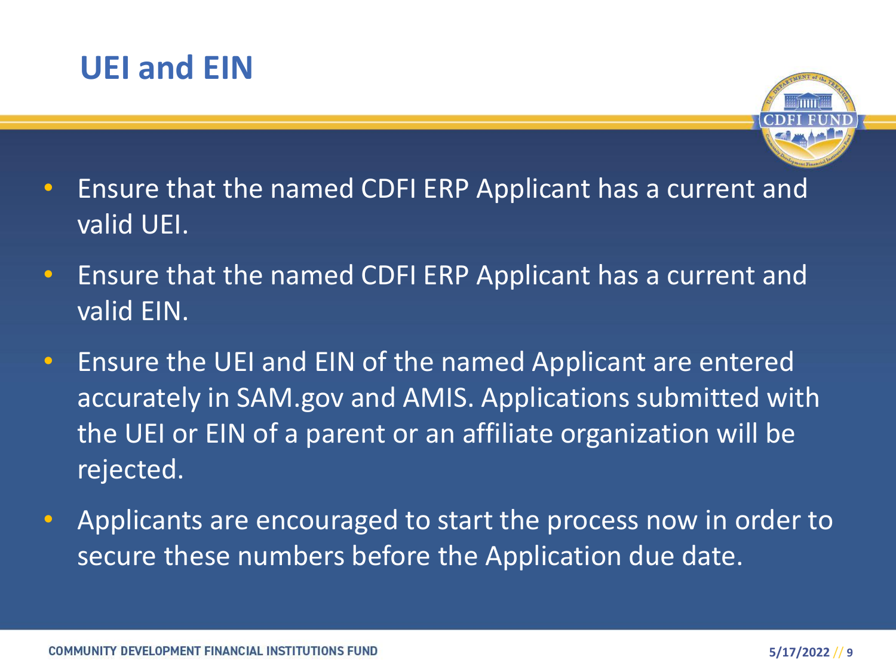# UEI and EIN

- Ensure that the named CDFI ERP Applicant has a current and valid UEI.
- Ensure that the named CDFI ERP Applicant has a current and valid EIN.
- Ensure the UEI and EIN of the named Applicant are entered accurately in SAM.gov and AMIS. Applications submitted with the UEI or EIN of a parent or an affiliate organization will be rejected.
- Applicants are encouraged to start the process now in order to secure these numbers before the Application due date.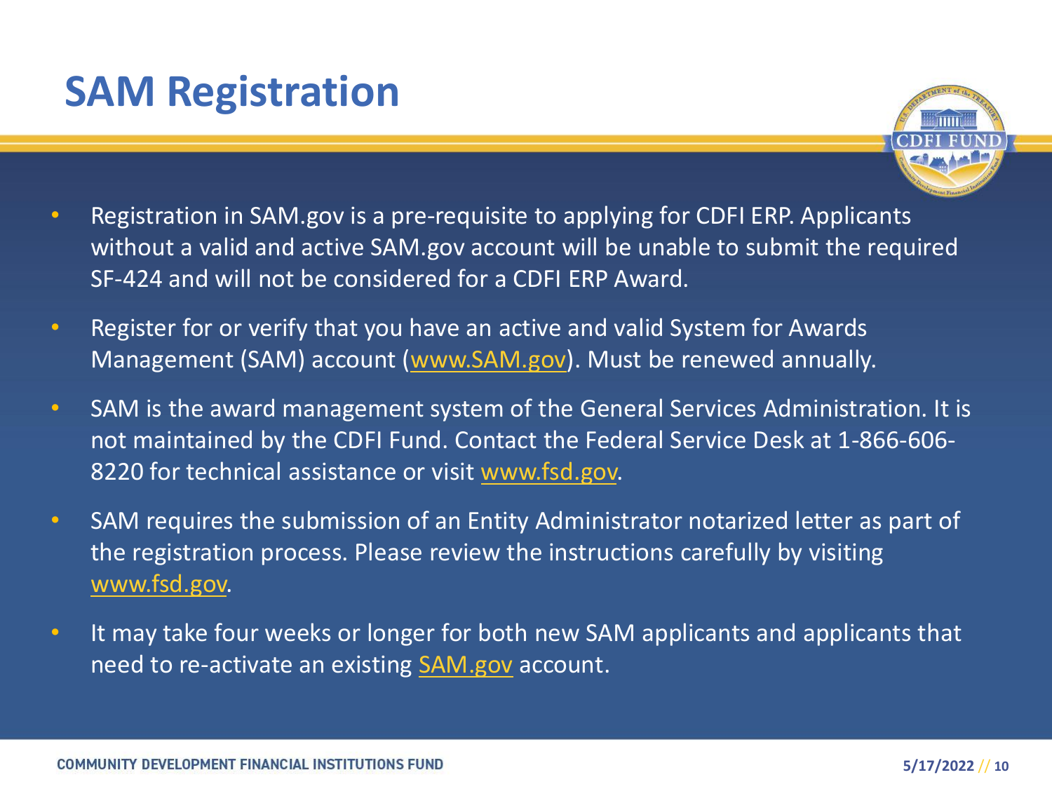# SAM Registration

- Registration in SAM.gov is a pre-requisite to applying for CDFI ERP. Applicants without a valid and active SAM.gov account will be unable to submit the required SF-424 and will not be considered for a CDFI ERP Award.
- Register for or verify that you have an active and valid System for Awards Management (SAM) account (www.SAM.gov). Must be renewed annually.
- SAM is the award management system of the General Services Administration. It is not maintained by the CDFI Fund. Contact the Federal Service Desk at 1-866-606-8220 for technical assistance or visit www.fsd.gov.
- SAM requires the submission of an Entity Administrator notarized letter as part of the registration process. Please review the instructions carefully by visiting www.fsd.gov.
- It may take four weeks or longer for both new SAM applicants and applicants that need to re-activate an existing SAM.gov account.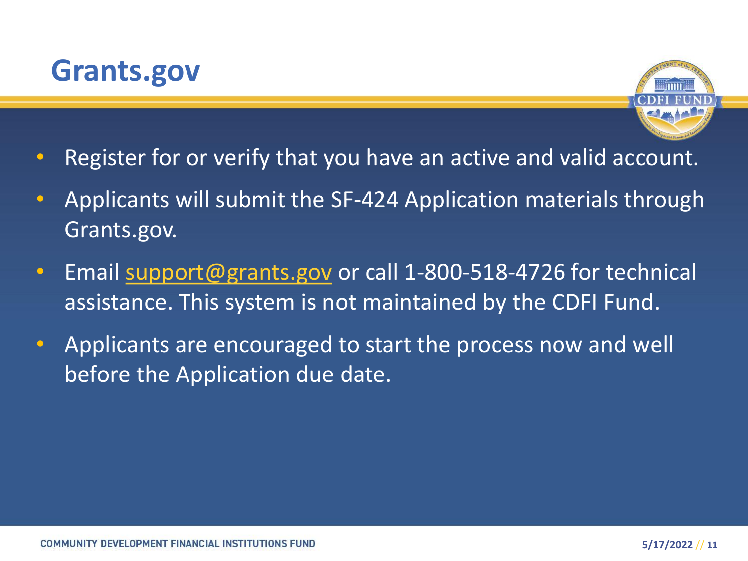# Grants.gov

- Register for or verify that you have an active and valid account.
- Applicants will submit the SF-424 Application materials through Grants.gov.
- Email support@grants.gov or call 1-800-518-4726 for technical assistance. This system is not maintained by the CDFI Fund.
- Applicants are encouraged to start the process now and well before the Application due date.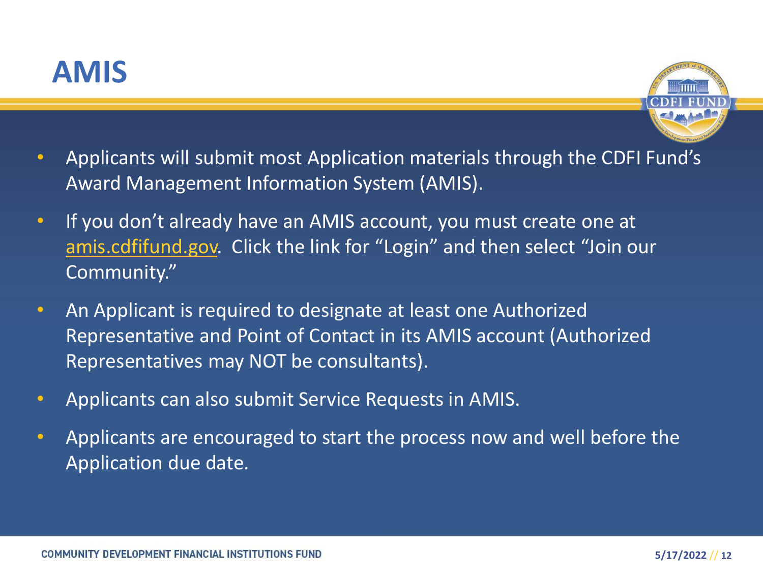# AMIS

- Applicants will submit most Application materials through the CDFI Fund's Award Management Information System (AMIS).
- If you don't already have an AMIS account, you must create one at amis.cdfifund.gov. Click the link for "Login" and then select "Join our Community."
- An Applicant is required to designate at least one Authorized Representative and Point of Contact in its AMIS account (Authorized Representatives may NOT be consultants).
- Applicants can also submit Service Requests in AMIS.
- Applicants are encouraged to start the process now and well before the Application due date.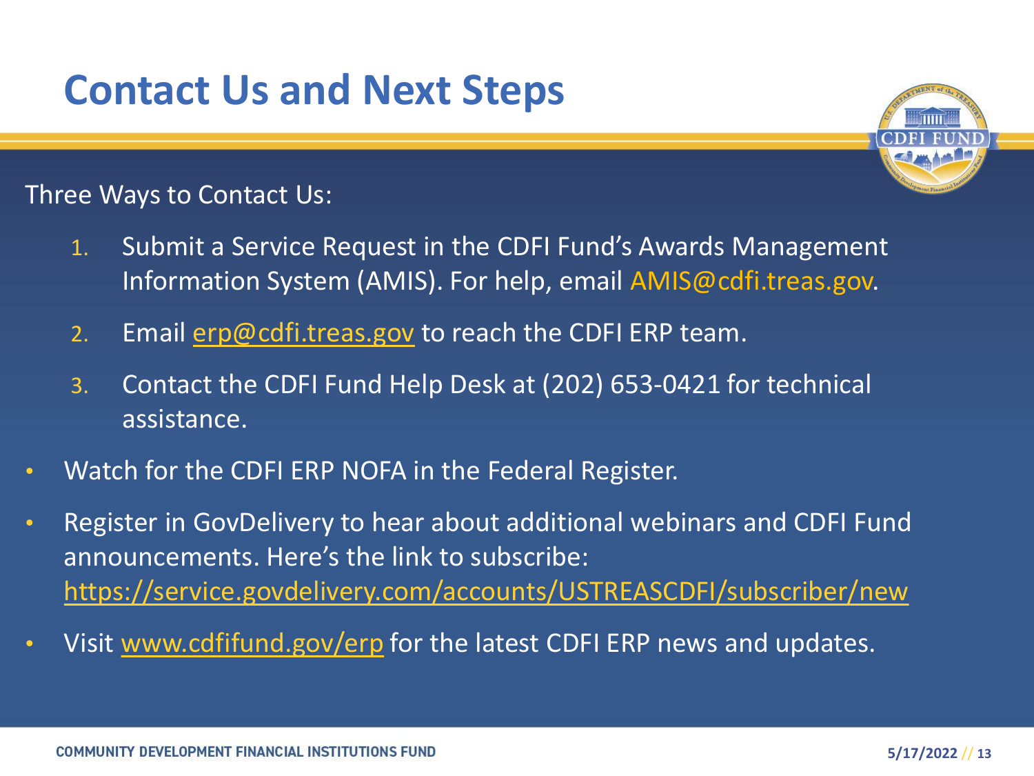# Contact Us and Next Steps

Three Ways to Contact Us:

1. Submit a Service Request in the CDFI Fund's Awards Management Information System (AMIS). For help, email AMIS@cdfi.treas.gov.
2. Email erp@cdfi.treas.gov to reach the CDFI ERP team.
3. Contact the CDFI Fund Help Desk at (202) 653-0421 for technical assistance.

- Watch for the CDFI ERP NOFA in the Federal Register.
- Register in GovDelivery to hear about additional webinars and CDFI Fund announcements. Here's the link to subscribe: https://service.govdelivery.com/accounts/USTREASCDFI/subscriber/new
- Visit www.cdfifund.gov/erp for the latest CDFI ERP news and updates.